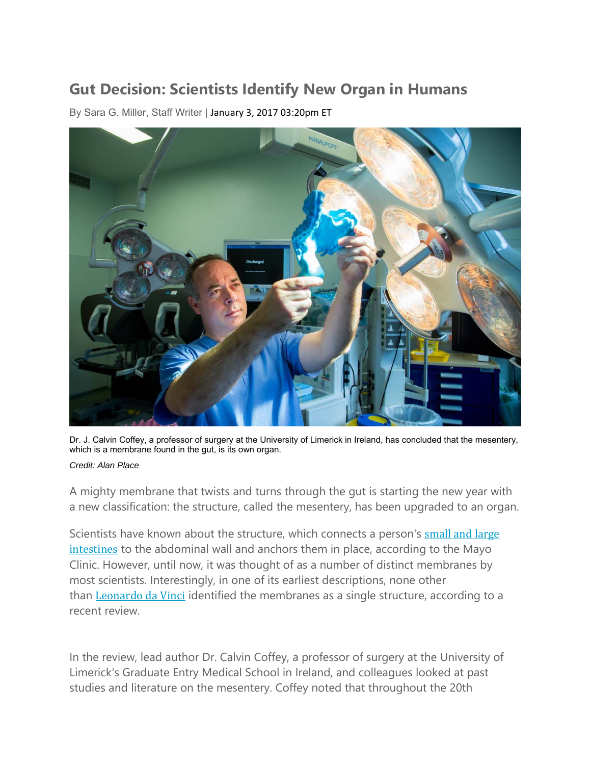# Gut Decision: Scientists Identify New Organ in Humans

By Sara G. Miller, Staff Writer | January 3, 2017 03:20pm ET

Dr. J. Calvin Coffey, a professor of surgery at the University of Limerick in Ireland, has concluded that the mesentery, which is a membrane found in the gut, is its own organ.

*Credit: Alan Place*

A mighty membrane that twists and turns through the gut is starting the new year with a new classification: the structure, called the mesentery, has been upgraded to an organ.

Scientists have known about the structure, which connects a person's [small and large intestines]() to the abdominal wall and anchors them in place, according to the Mayo Clinic. However, until now, it was thought of as a number of distinct membranes by most scientists. Interestingly, in one of its earliest descriptions, none other than [Leonardo da Vinci]() identified the membranes as a single structure, according to a recent review.

In the review, lead author Dr. Calvin Coffey, a professor of surgery at the University of Limerick's Graduate Entry Medical School in Ireland, and colleagues looked at past studies and literature on the mesentery. Coffey noted that throughout the 20th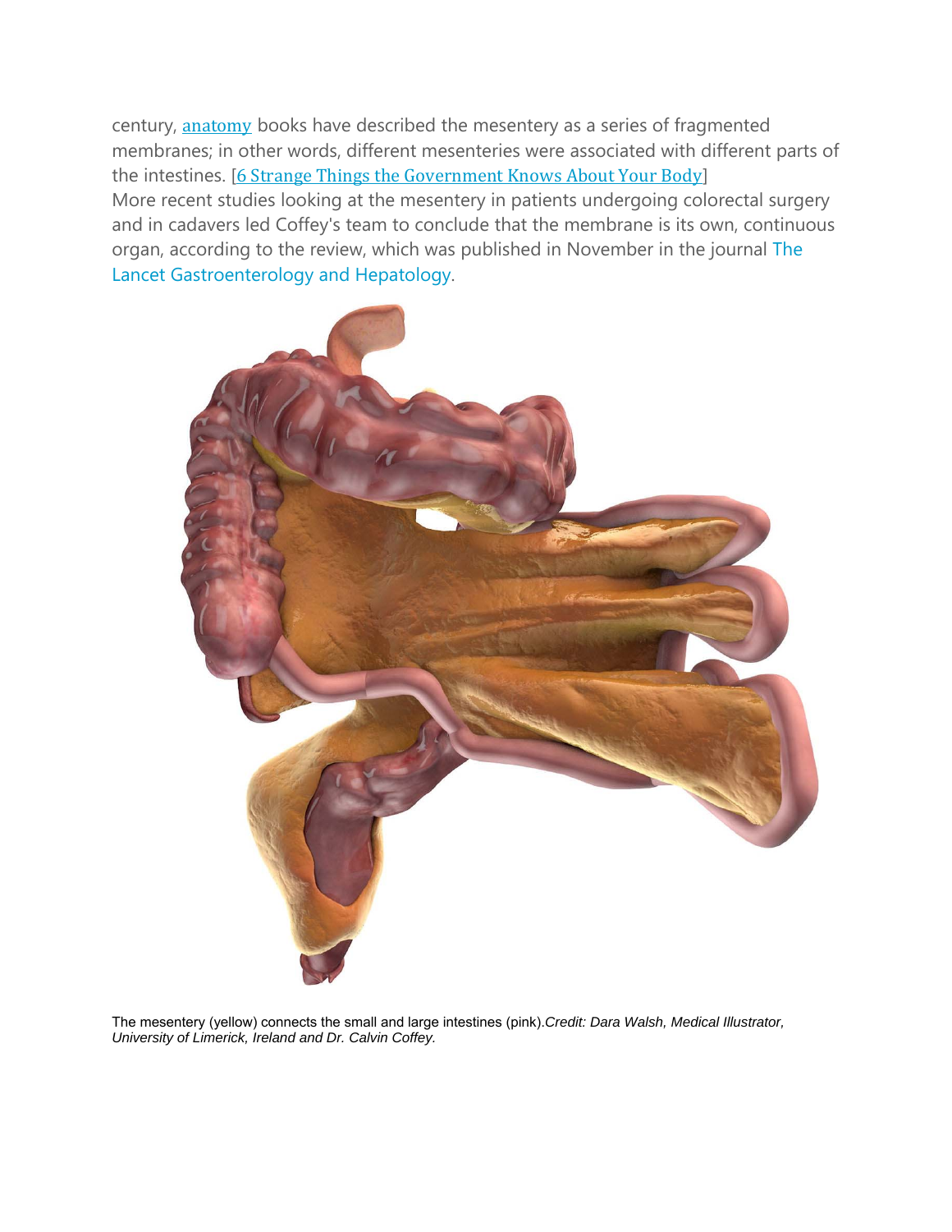century, anatomy books have described the mesentery as a series of fragmented membranes; in other words, different mesenteries were associated with different parts of the intestines. [6 Strange Things the Government Knows About Your Body]

More recent studies looking at the mesentery in patients undergoing colorectal surgery and in cadavers led Coffey's team to conclude that the membrane is its own, continuous organ, according to the review, which was published in November in the journal The Lancet Gastroenterology and Hepatology.

The mesentery (yellow) connects the small and large intestines (pink).*Credit: Dara Walsh, Medical Illustrator, University of Limerick, Ireland and Dr. Calvin Coffey.*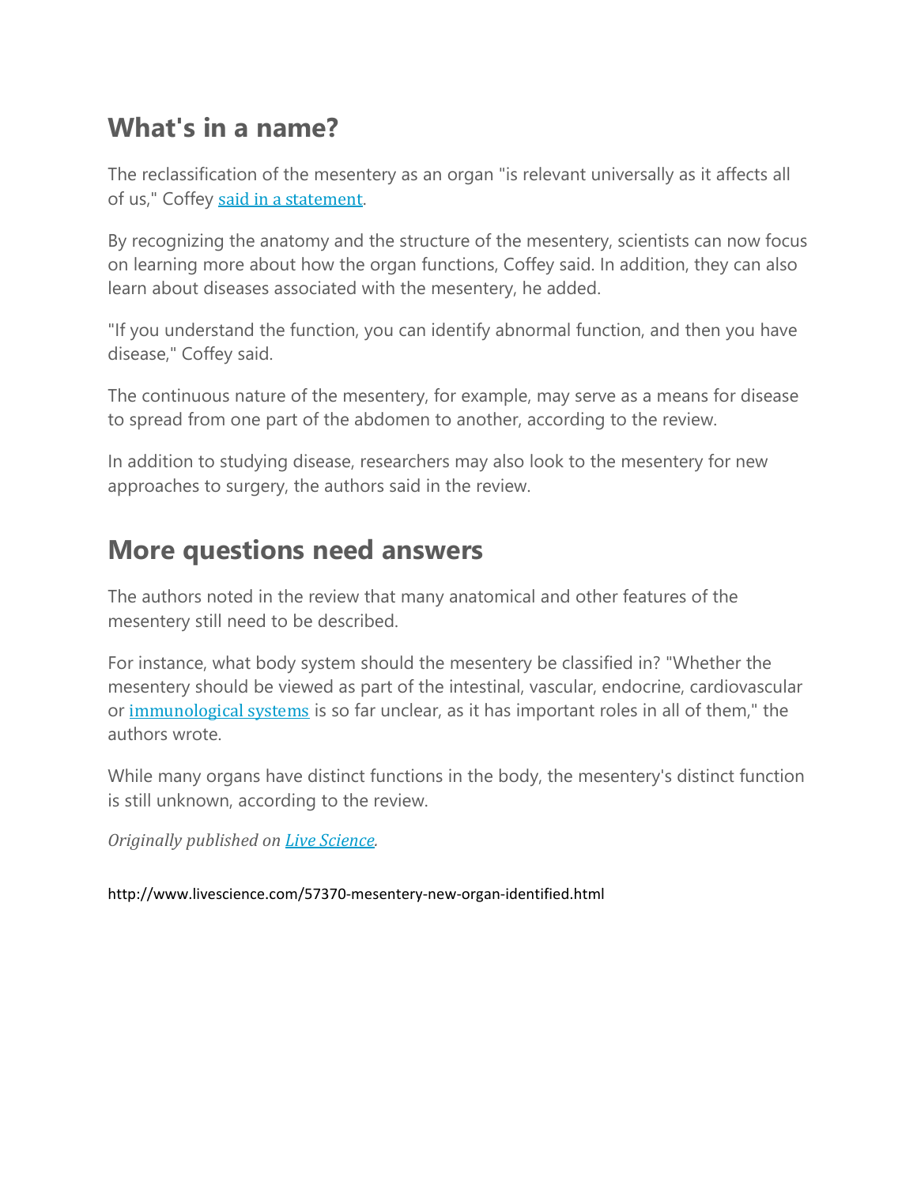## What's in a name?

The reclassification of the mesentery as an organ "is relevant universally as it affects all of us," Coffey said in a statement.

By recognizing the anatomy and the structure of the mesentery, scientists can now focus on learning more about how the organ functions, Coffey said. In addition, they can also learn about diseases associated with the mesentery, he added.

"If you understand the function, you can identify abnormal function, and then you have disease," Coffey said.

The continuous nature of the mesentery, for example, may serve as a means for disease to spread from one part of the abdomen to another, according to the review.

In addition to studying disease, researchers may also look to the mesentery for new approaches to surgery, the authors said in the review.

## More questions need answers

The authors noted in the review that many anatomical and other features of the mesentery still need to be described.

For instance, what body system should the mesentery be classified in? "Whether the mesentery should be viewed as part of the intestinal, vascular, endocrine, cardiovascular or immunological systems is so far unclear, as it has important roles in all of them," the authors wrote.

While many organs have distinct functions in the body, the mesentery's distinct function is still unknown, according to the review.

*Originally published on Live Science.*

http://www.livescience.com/57370-mesentery-new-organ-identified.html